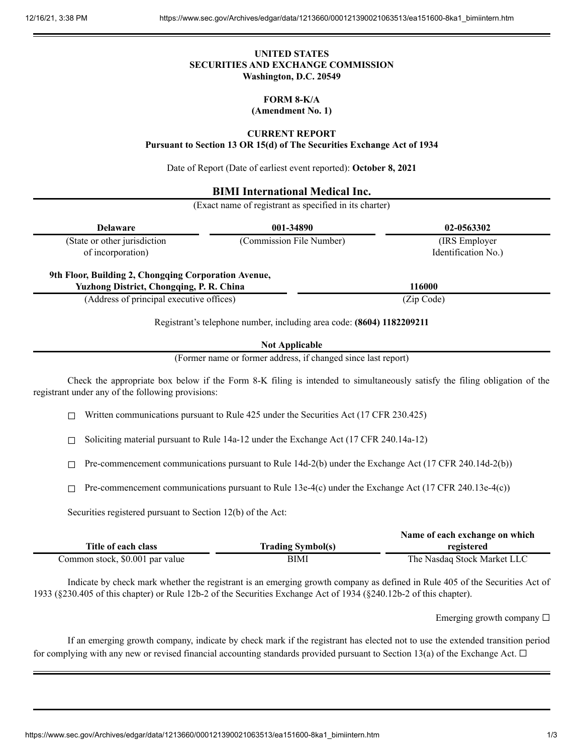# UNITED STATES
# SECURITIES AND EXCHANGE COMMISSION
**Washington, D.C. 20549**

## FORM 8-K/A
**(Amendment No. 1)**

## CURRENT REPORT
**Pursuant to Section 13 OR 15(d) of The Securities Exchange Act of 1934**

Date of Report (Date of earliest event reported): **October 8, 2021**

**BIMI International Medical Inc.**

(Exact name of registrant as specified in its charter)

| Delaware | 001-34890 | 02-0563302 |
|---|---|---|
| (State or other jurisdiction of incorporation) | (Commission File Number) | (IRS Employer Identification No.) |

| 9th Floor, Building 2, Chongqing Corporation Avenue, Yuzhong District, Chongqing, P. R. China | 116000 |
|---|---|
| (Address of principal executive offices) | (Zip Code) |

Registrant's telephone number, including area code: **(8604) 1182209211**

**Not Applicable**

(Former name or former address, if changed since last report)

Check the appropriate box below if the Form 8-K filing is intended to simultaneously satisfy the filing obligation of the registrant under any of the following provisions:

☐ Written communications pursuant to Rule 425 under the Securities Act (17 CFR 230.425)

☐ Soliciting material pursuant to Rule 14a-12 under the Exchange Act (17 CFR 240.14a-12)

☐ Pre-commencement communications pursuant to Rule 14d-2(b) under the Exchange Act (17 CFR 240.14d-2(b))

☐ Pre-commencement communications pursuant to Rule 13e-4(c) under the Exchange Act (17 CFR 240.13e-4(c))

Securities registered pursuant to Section 12(b) of the Act:

| Title of each class | Trading Symbol(s) | Name of each exchange on which registered |
|---|---|---|
| Common stock, $0.001 par value | BIMI | The Nasdaq Stock Market LLC |

Indicate by check mark whether the registrant is an emerging growth company as defined in Rule 405 of the Securities Act of 1933 (§230.405 of this chapter) or Rule 12b-2 of the Securities Exchange Act of 1934 (§240.12b-2 of this chapter).

Emerging growth company ☐

If an emerging growth company, indicate by check mark if the registrant has elected not to use the extended transition period for complying with any new or revised financial accounting standards provided pursuant to Section 13(a) of the Exchange Act. ☐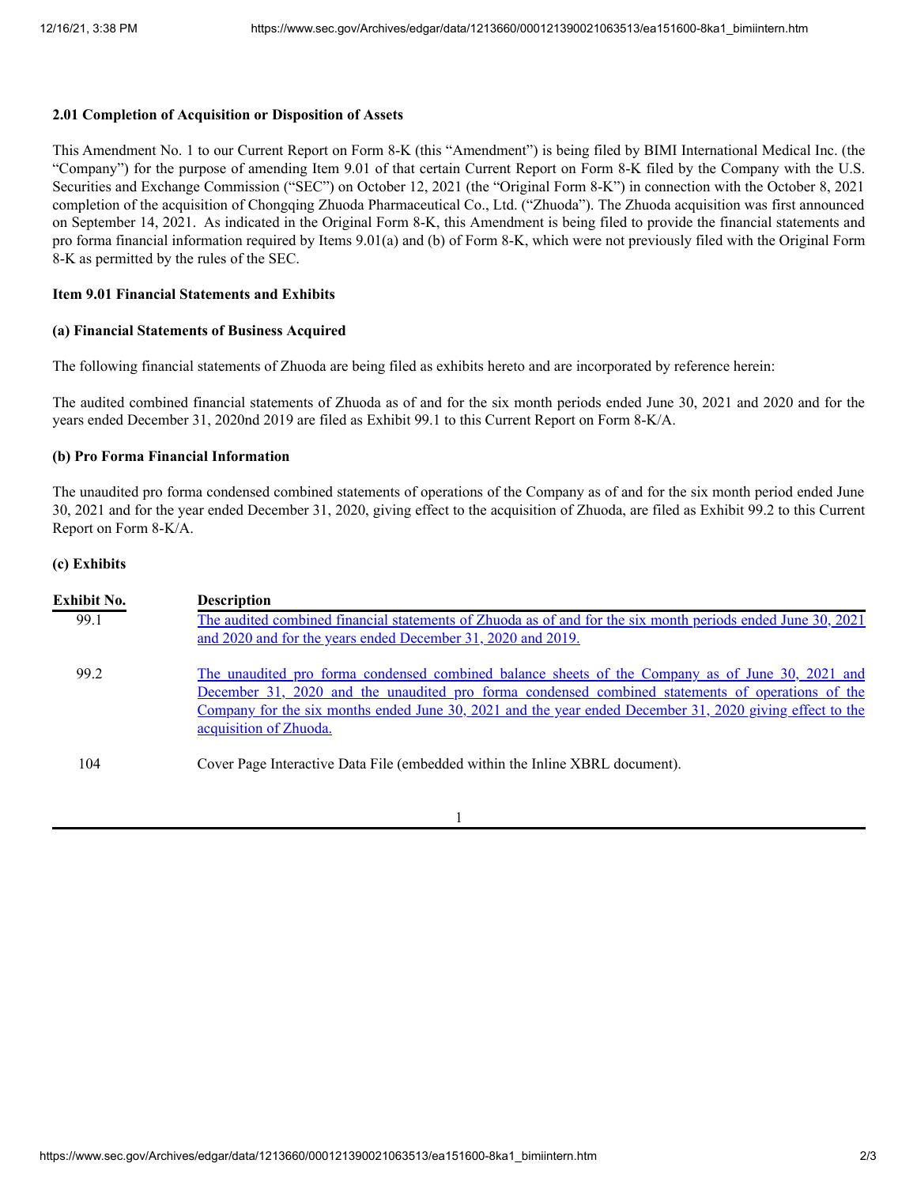**2.01 Completion of Acquisition or Disposition of Assets**

This Amendment No. 1 to our Current Report on Form 8-K (this "Amendment") is being filed by BIMI International Medical Inc. (the "Company") for the purpose of amending Item 9.01 of that certain Current Report on Form 8-K filed by the Company with the U.S. Securities and Exchange Commission ("SEC") on October 12, 2021 (the "Original Form 8-K") in connection with the October 8, 2021 completion of the acquisition of Chongqing Zhuoda Pharmaceutical Co., Ltd. ("Zhuoda"). The Zhuoda acquisition was first announced on September 14, 2021. As indicated in the Original Form 8-K, this Amendment is being filed to provide the financial statements and pro forma financial information required by Items 9.01(a) and (b) of Form 8-K, which were not previously filed with the Original Form 8-K as permitted by the rules of the SEC.

**Item 9.01 Financial Statements and Exhibits**

**(a) Financial Statements of Business Acquired**

The following financial statements of Zhuoda are being filed as exhibits hereto and are incorporated by reference herein:

The audited combined financial statements of Zhuoda as of and for the six month periods ended June 30, 2021 and 2020 and for the years ended December 31, 2020nd 2019 are filed as Exhibit 99.1 to this Current Report on Form 8-K/A.

**(b) Pro Forma Financial Information**

The unaudited pro forma condensed combined statements of operations of the Company as of and for the six month period ended June 30, 2021 and for the year ended December 31, 2020, giving effect to the acquisition of Zhuoda, are filed as Exhibit 99.2 to this Current Report on Form 8-K/A.

**(c) Exhibits**

| Exhibit No. | Description |
|---|---|
| 99.1 | The audited combined financial statements of Zhuoda as of and for the six month periods ended June 30, 2021 and 2020 and for the years ended December 31, 2020 and 2019. |
| 99.2 | The unaudited pro forma condensed combined balance sheets of the Company as of June 30, 2021 and December 31, 2020 and the unaudited pro forma condensed combined statements of operations of the Company for the six months ended June 30, 2021 and the year ended December 31, 2020 giving effect to the acquisition of Zhuoda. |
| 104 | Cover Page Interactive Data File (embedded within the Inline XBRL document). |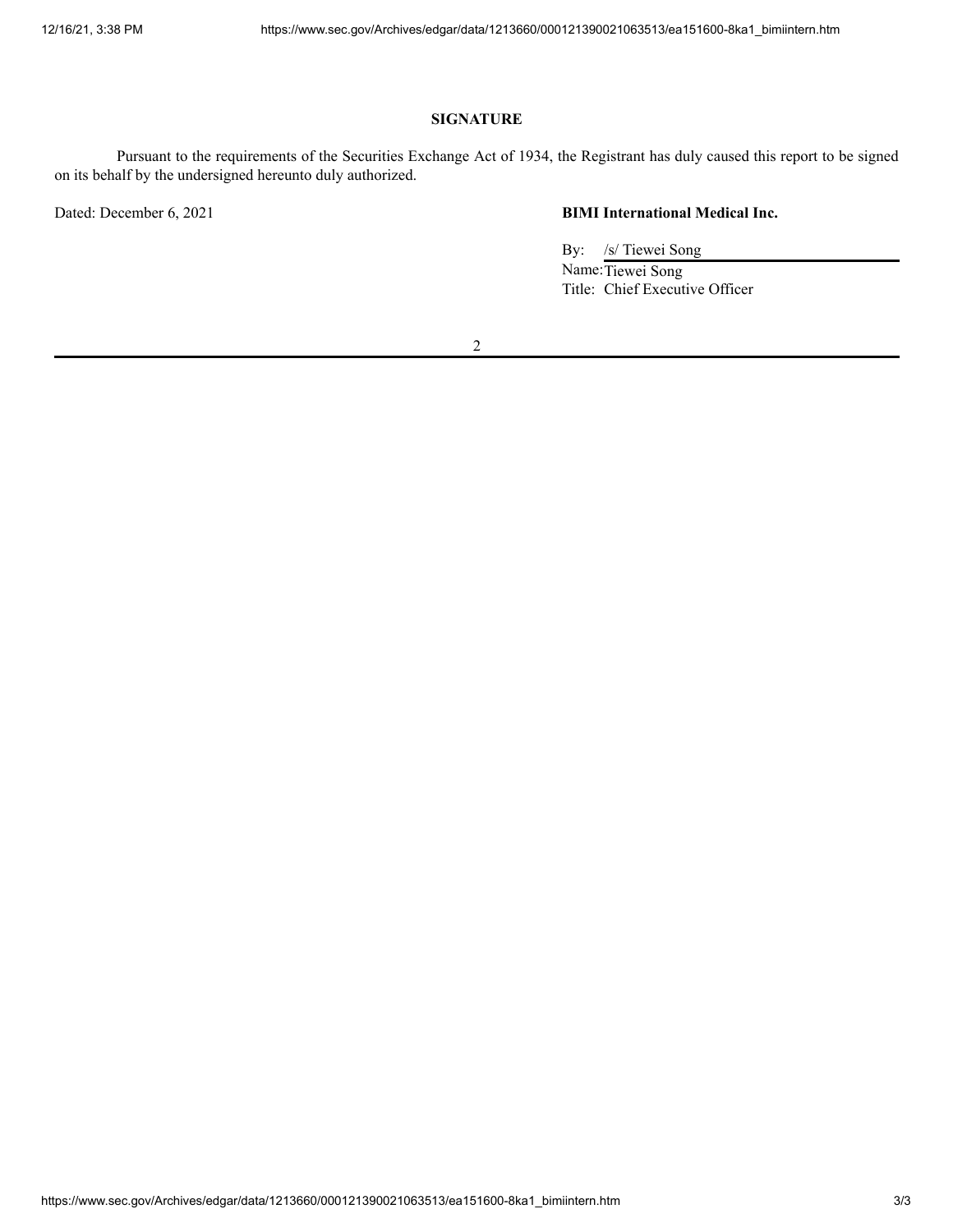**SIGNATURE**

Pursuant to the requirements of the Securities Exchange Act of 1934, the Registrant has duly caused this report to be signed on its behalf by the undersigned hereunto duly authorized.

Dated: December 6, 2021

**BIMI International Medical Inc.**

By: /s/ Tiewei Song
Name: Tiewei Song
Title: Chief Executive Officer